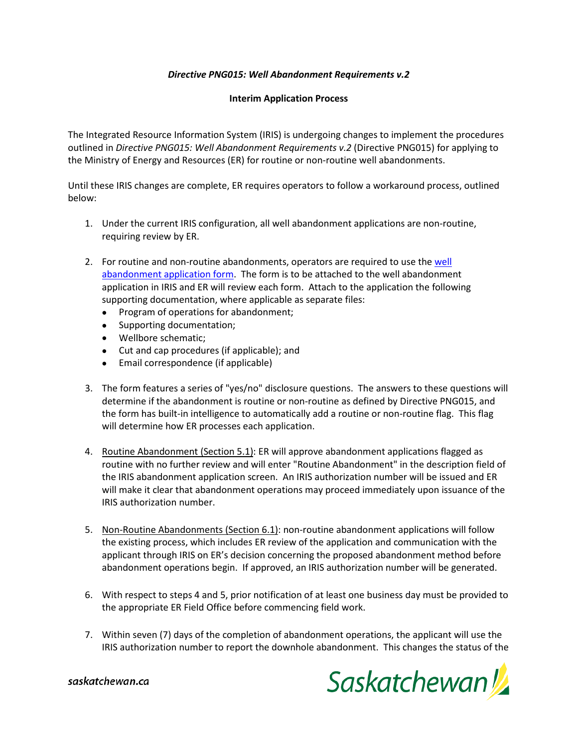***Directive PNG015: Well Abandonment Requirements v.2***

**Interim Application Process**

The Integrated Resource Information System (IRIS) is undergoing changes to implement the procedures outlined in *Directive PNG015: Well Abandonment Requirements v.2* (Directive PNG015) for applying to the Ministry of Energy and Resources (ER) for routine or non-routine well abandonments.

Until these IRIS changes are complete, ER requires operators to follow a workaround process, outlined below:

1. Under the current IRIS configuration, all well abandonment applications are non-routine, requiring review by ER.

2. For routine and non-routine abandonments, operators are required to use the well abandonment application form. The form is to be attached to the well abandonment application in IRIS and ER will review each form. Attach to the application the following supporting documentation, where applicable as separate files:
   - Program of operations for abandonment;
   - Supporting documentation;
   - Wellbore schematic;
   - Cut and cap procedures (if applicable); and
   - Email correspondence (if applicable)

3. The form features a series of "yes/no" disclosure questions. The answers to these questions will determine if the abandonment is routine or non-routine as defined by Directive PNG015, and the form has built-in intelligence to automatically add a routine or non-routine flag. This flag will determine how ER processes each application.

4. Routine Abandonment (Section 5.1): ER will approve abandonment applications flagged as routine with no further review and will enter "Routine Abandonment" in the description field of the IRIS abandonment application screen. An IRIS authorization number will be issued and ER will make it clear that abandonment operations may proceed immediately upon issuance of the IRIS authorization number.

5. Non-Routine Abandonments (Section 6.1): non-routine abandonment applications will follow the existing process, which includes ER review of the application and communication with the applicant through IRIS on ER's decision concerning the proposed abandonment method before abandonment operations begin. If approved, an IRIS authorization number will be generated.

6. With respect to steps 4 and 5, prior notification of at least one business day must be provided to the appropriate ER Field Office before commencing field work.

7. Within seven (7) days of the completion of abandonment operations, the applicant will use the IRIS authorization number to report the downhole abandonment. This changes the status of the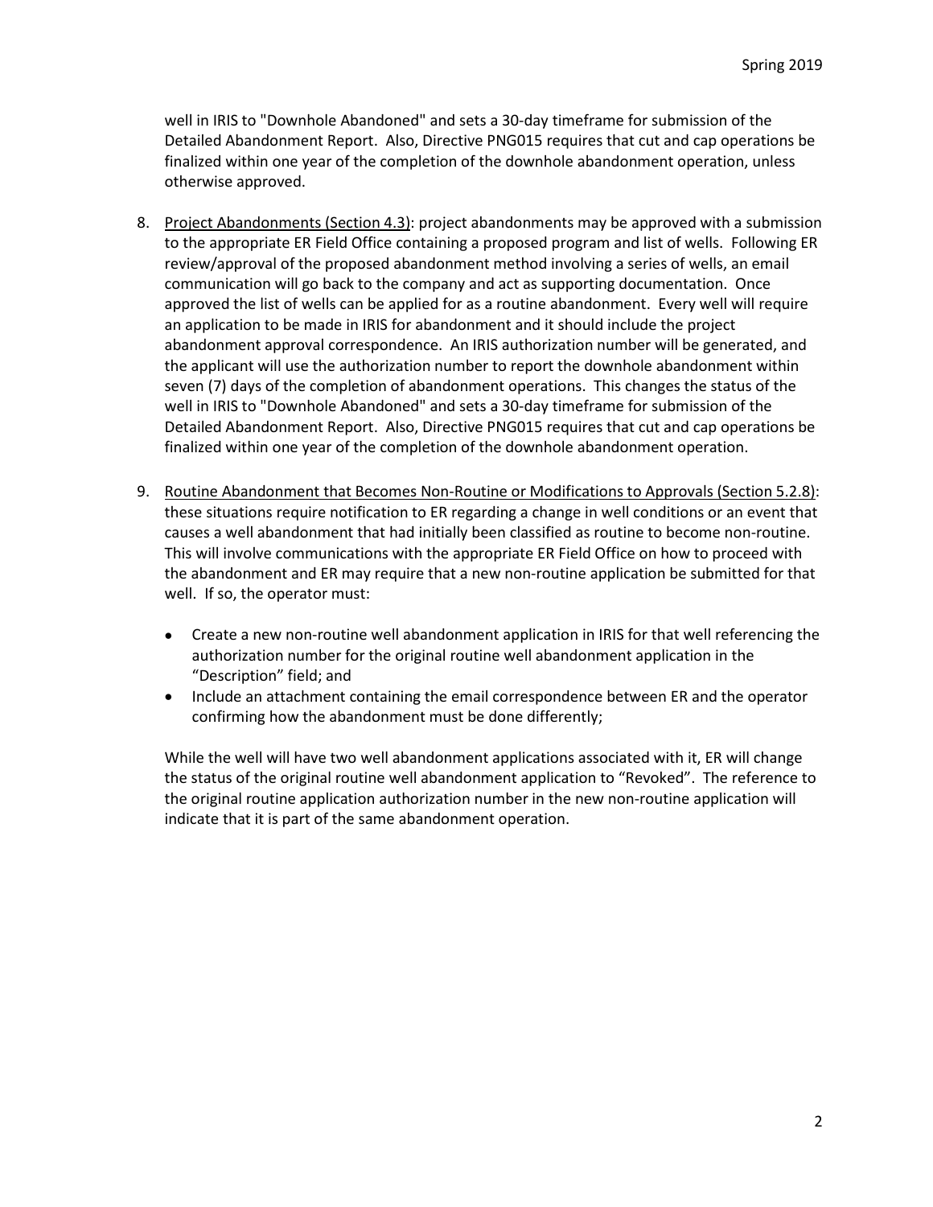well in IRIS to "Downhole Abandoned" and sets a 30-day timeframe for submission of the Detailed Abandonment Report. Also, Directive PNG015 requires that cut and cap operations be finalized within one year of the completion of the downhole abandonment operation, unless otherwise approved.

8. Project Abandonments (Section 4.3): project abandonments may be approved with a submission to the appropriate ER Field Office containing a proposed program and list of wells. Following ER review/approval of the proposed abandonment method involving a series of wells, an email communication will go back to the company and act as supporting documentation. Once approved the list of wells can be applied for as a routine abandonment. Every well will require an application to be made in IRIS for abandonment and it should include the project abandonment approval correspondence. An IRIS authorization number will be generated, and the applicant will use the authorization number to report the downhole abandonment within seven (7) days of the completion of abandonment operations. This changes the status of the well in IRIS to "Downhole Abandoned" and sets a 30-day timeframe for submission of the Detailed Abandonment Report. Also, Directive PNG015 requires that cut and cap operations be finalized within one year of the completion of the downhole abandonment operation.

9. Routine Abandonment that Becomes Non-Routine or Modifications to Approvals (Section 5.2.8): these situations require notification to ER regarding a change in well conditions or an event that causes a well abandonment that had initially been classified as routine to become non-routine. This will involve communications with the appropriate ER Field Office on how to proceed with the abandonment and ER may require that a new non-routine application be submitted for that well. If so, the operator must:

   - Create a new non-routine well abandonment application in IRIS for that well referencing the authorization number for the original routine well abandonment application in the “Description” field; and
   - Include an attachment containing the email correspondence between ER and the operator confirming how the abandonment must be done differently;

   While the well will have two well abandonment applications associated with it, ER will change the status of the original routine well abandonment application to “Revoked”. The reference to the original routine application authorization number in the new non-routine application will indicate that it is part of the same abandonment operation.